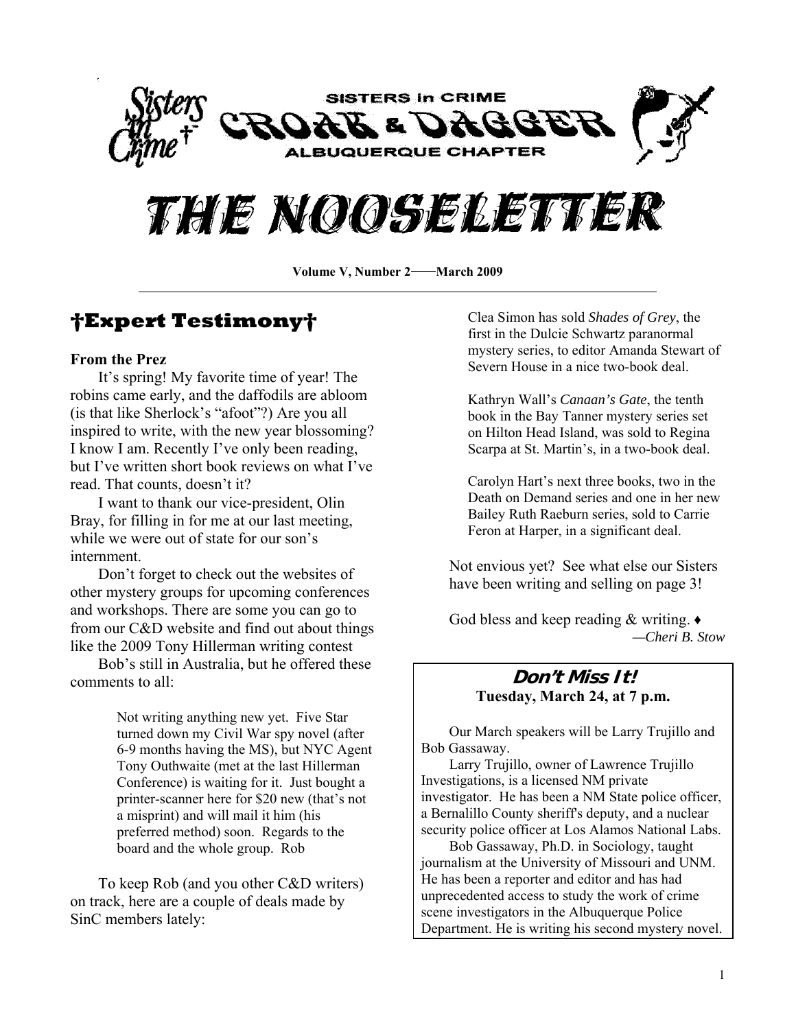Sisters in Crime

SISTERS in CRIME

CROAK & DAGGER

ALBUQUERQUE CHAPTER

# THE NOOSELETTER

**Volume V, Number 2——March 2009**

## †Expert Testimony†

**From the Prez**

It's spring! My favorite time of year! The robins came early, and the daffodils are abloom (is that like Sherlock's "afoot"?) Are you all inspired to write, with the new year blossoming? I know I am. Recently I've only been reading, but I've written short book reviews on what I've read. That counts, doesn't it?

I want to thank our vice-president, Olin Bray, for filling in for me at our last meeting, while we were out of state for our son's internment.

Don't forget to check out the websites of other mystery groups for upcoming conferences and workshops. There are some you can go to from our C&D website and find out about things like the 2009 Tony Hillerman writing contest

Bob's still in Australia, but he offered these comments to all:

> Not writing anything new yet. Five Star turned down my Civil War spy novel (after 6-9 months having the MS), but NYC Agent Tony Outhwaite (met at the last Hillerman Conference) is waiting for it. Just bought a printer-scanner here for $20 new (that's not a misprint) and will mail it him (his preferred method) soon. Regards to the board and the whole group. Rob

To keep Rob (and you other C&D writers) on track, here are a couple of deals made by SinC members lately:

> Clea Simon has sold *Shades of Grey*, the first in the Dulcie Schwartz paranormal mystery series, to editor Amanda Stewart of Severn House in a nice two-book deal.
>
> Kathryn Wall's *Canaan's Gate*, the tenth book in the Bay Tanner mystery series set on Hilton Head Island, was sold to Regina Scarpa at St. Martin's, in a two-book deal.
>
> Carolyn Hart's next three books, two in the Death on Demand series and one in her new Bailey Ruth Raeburn series, sold to Carrie Feron at Harper, in a significant deal.

Not envious yet? See what else our Sisters have been writing and selling on page 3!

God bless and keep reading & writing. ♦

*—Cheri B. Stow*

### Don't Miss It!

**Tuesday, March 24, at 7 p.m.**

Our March speakers will be Larry Trujillo and Bob Gassaway.

Larry Trujillo, owner of Lawrence Trujillo Investigations, is a licensed NM private investigator. He has been a NM State police officer, a Bernalillo County sheriff's deputy, and a nuclear security police officer at Los Alamos National Labs.

Bob Gassaway, Ph.D. in Sociology, taught journalism at the University of Missouri and UNM. He has been a reporter and editor and has had unprecedented access to study the work of crime scene investigators in the Albuquerque Police Department. He is writing his second mystery novel.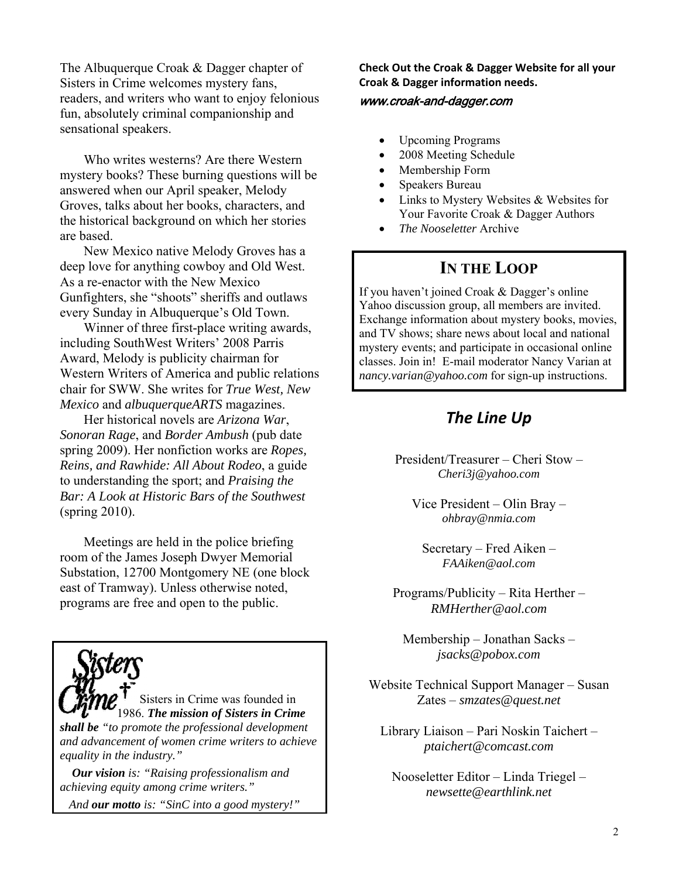The Albuquerque Croak & Dagger chapter of Sisters in Crime welcomes mystery fans, readers, and writers who want to enjoy felonious fun, absolutely criminal companionship and sensational speakers.

Who writes westerns? Are there Western mystery books? These burning questions will be answered when our April speaker, Melody Groves, talks about her books, characters, and the historical background on which her stories are based.

New Mexico native Melody Groves has a deep love for anything cowboy and Old West. As a re-enactor with the New Mexico Gunfighters, she "shoots" sheriffs and outlaws every Sunday in Albuquerque's Old Town.

Winner of three first-place writing awards, including SouthWest Writers' 2008 Parris Award, Melody is publicity chairman for Western Writers of America and public relations chair for SWW. She writes for *True West, New Mexico* and *albuquerqueARTS* magazines.

Her historical novels are *Arizona War*, *Sonoran Rage*, and *Border Ambush* (pub date spring 2009). Her nonfiction works are *Ropes, Reins, and Rawhide: All About Rodeo*, a guide to understanding the sport; and *Praising the Bar: A Look at Historic Bars of the Southwest* (spring 2010).

Meetings are held in the police briefing room of the James Joseph Dwyer Memorial Substation, 12700 Montgomery NE (one block east of Tramway). Unless otherwise noted, programs are free and open to the public.

Sisters in Crime

Sisters in Crime was founded in 1986. ***The mission of Sisters in Crime shall be*** *"to promote the professional development and advancement of women crime writers to achieve equality in the industry."*

***Our vision*** *is: "Raising professionalism and achieving equity among crime writers."*

*And* ***our motto*** *is: "SinC into a good mystery!"*

**Check Out the Croak & Dagger Website for all your Croak & Dagger information needs.**

*www.croak-and-dagger.com*

- Upcoming Programs
- 2008 Meeting Schedule
- Membership Form
- Speakers Bureau
- Links to Mystery Websites & Websites for Your Favorite Croak & Dagger Authors
- *The Nooseletter* Archive

## IN THE LOOP

If you haven't joined Croak & Dagger's online Yahoo discussion group, all members are invited. Exchange information about mystery books, movies, and TV shows; share news about local and national mystery events; and participate in occasional online classes. Join in! E-mail moderator Nancy Varian at *nancy.varian@yahoo.com* for sign-up instructions.

## *The Line Up*

President/Treasurer – Cheri Stow – *Cheri3j@yahoo.com*

Vice President – Olin Bray – *ohbray@nmia.com*

Secretary – Fred Aiken – *FAAiken@aol.com*

Programs/Publicity – Rita Herther – *RMHerther@aol.com*

Membership – Jonathan Sacks – *jsacks@pobox.com*

Website Technical Support Manager – Susan Zates – *smzates@quest.net*

Library Liaison – Pari Noskin Taichert – *ptaichert@comcast.com*

Nooseletter Editor – Linda Triegel – *newsette@earthlink.net*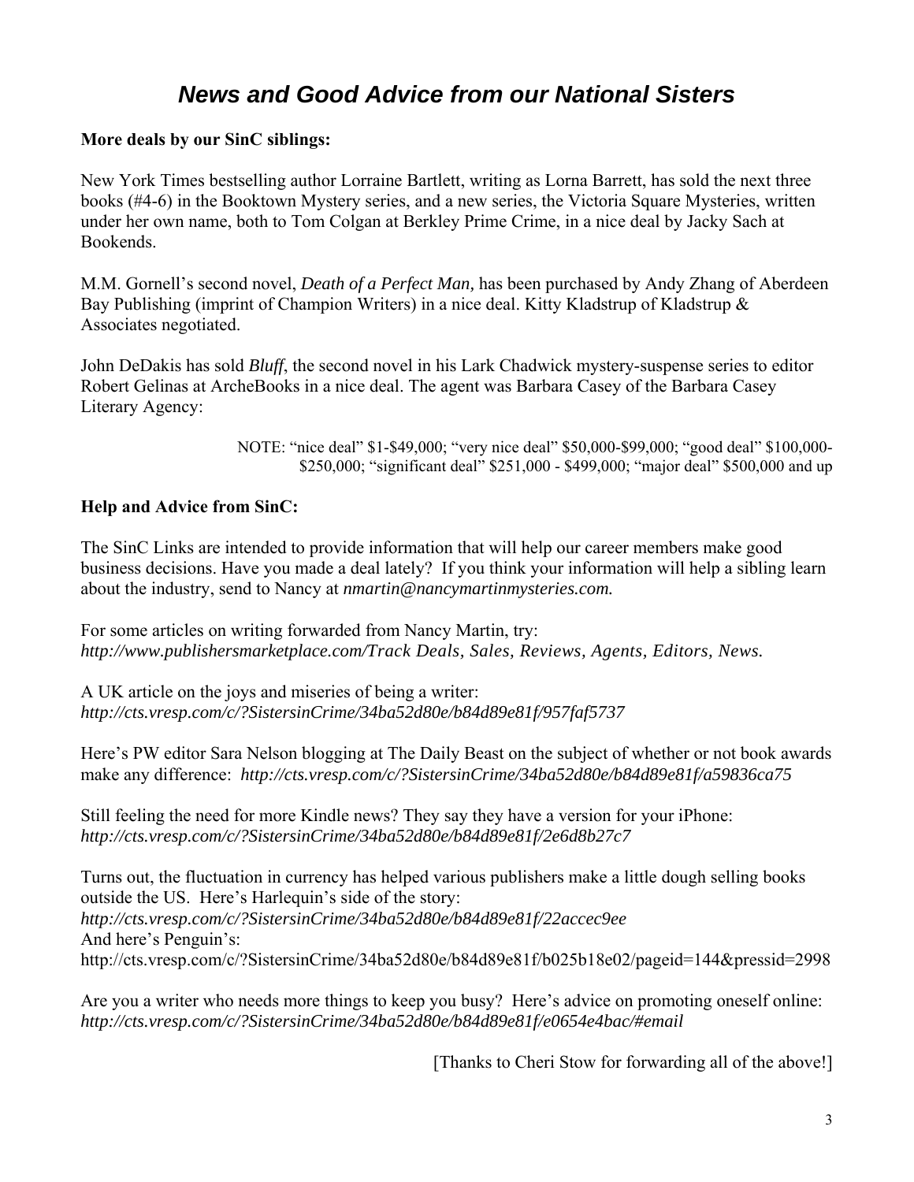# *News and Good Advice from our National Sisters*

**More deals by our SinC siblings:**

New York Times bestselling author Lorraine Bartlett, writing as Lorna Barrett, has sold the next three books (#4-6) in the Booktown Mystery series, and a new series, the Victoria Square Mysteries, written under her own name, both to Tom Colgan at Berkley Prime Crime, in a nice deal by Jacky Sach at Bookends.

M.M. Gornell's second novel, *Death of a Perfect Man,* has been purchased by Andy Zhang of Aberdeen Bay Publishing (imprint of Champion Writers) in a nice deal. Kitty Kladstrup of Kladstrup & Associates negotiated.

John DeDakis has sold *Bluff*, the second novel in his Lark Chadwick mystery-suspense series to editor Robert Gelinas at ArcheBooks in a nice deal. The agent was Barbara Casey of the Barbara Casey Literary Agency:

NOTE: "nice deal" $1-$49,000; "very nice deal" $50,000-$99,000; "good deal" $100,000-$250,000; "significant deal" $251,000 - $499,000; "major deal" $500,000 and up

**Help and Advice from SinC:**

The SinC Links are intended to provide information that will help our career members make good business decisions. Have you made a deal lately? If you think your information will help a sibling learn about the industry, send to Nancy at *nmartin@nancymartinmysteries.com.*

For some articles on writing forwarded from Nancy Martin, try:
*http://www.publishersmarketplace.com/Track Deals, Sales, Reviews, Agents, Editors, News.*

A UK article on the joys and miseries of being a writer:
*http://cts.vresp.com/c/?SistersinCrime/34ba52d80e/b84d89e81f/957faf5737*

Here's PW editor Sara Nelson blogging at The Daily Beast on the subject of whether or not book awards make any difference: *http://cts.vresp.com/c/?SistersinCrime/34ba52d80e/b84d89e81f/a59836ca75*

Still feeling the need for more Kindle news? They say they have a version for your iPhone:
*http://cts.vresp.com/c/?SistersinCrime/34ba52d80e/b84d89e81f/2e6d8b27c7*

Turns out, the fluctuation in currency has helped various publishers make a little dough selling books outside the US. Here's Harlequin's side of the story:
*http://cts.vresp.com/c/?SistersinCrime/34ba52d80e/b84d89e81f/22accec9ee*
And here's Penguin's:
http://cts.vresp.com/c/?SistersinCrime/34ba52d80e/b84d89e81f/b025b18e02/pageid=144&pressid=2998

Are you a writer who needs more things to keep you busy? Here's advice on promoting oneself online:
*http://cts.vresp.com/c/?SistersinCrime/34ba52d80e/b84d89e81f/e0654e4bac/#email*

[Thanks to Cheri Stow for forwarding all of the above!]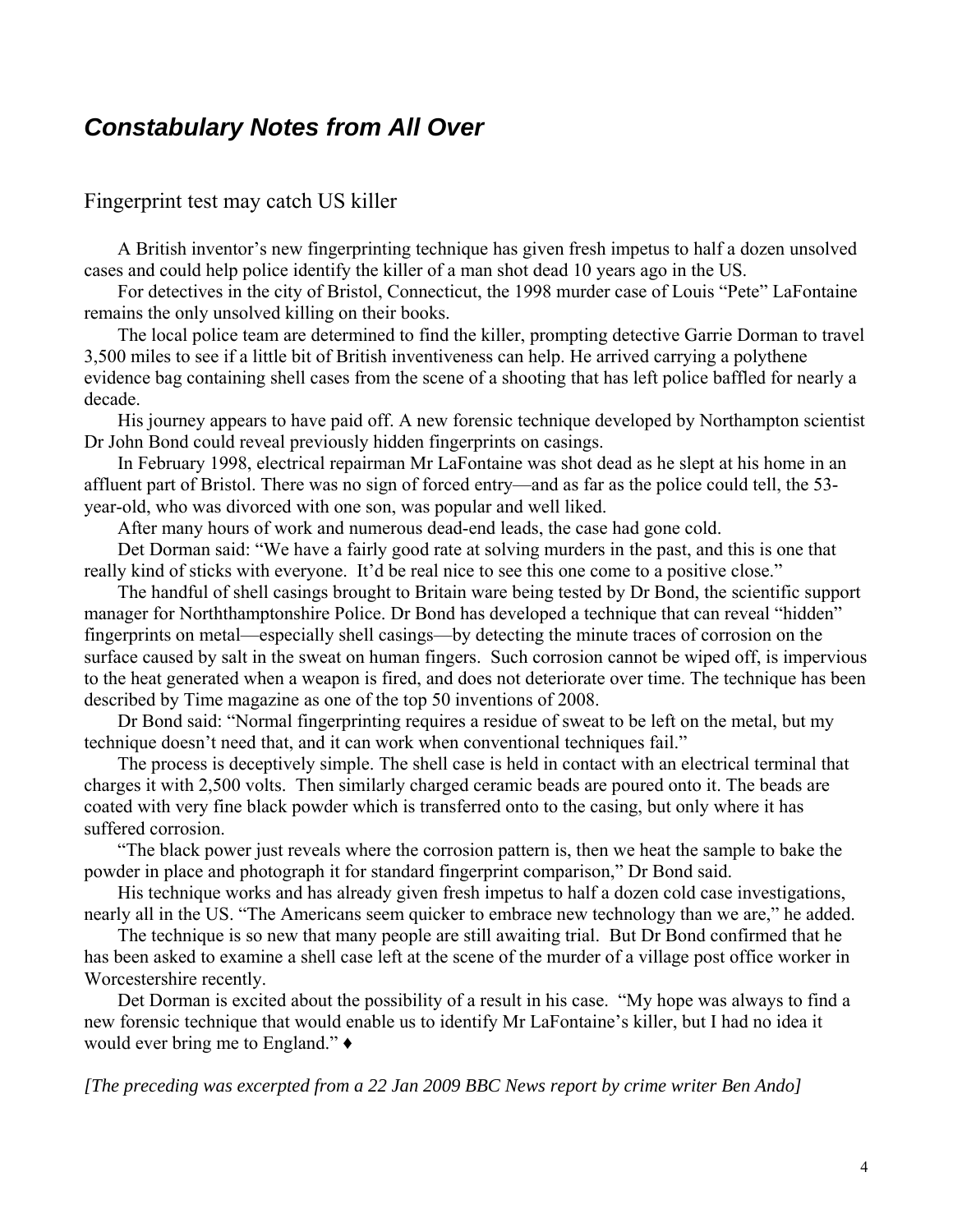## *Constabulary Notes from All Over*

### Fingerprint test may catch US killer

A British inventor's new fingerprinting technique has given fresh impetus to half a dozen unsolved cases and could help police identify the killer of a man shot dead 10 years ago in the US.

For detectives in the city of Bristol, Connecticut, the 1998 murder case of Louis "Pete" LaFontaine remains the only unsolved killing on their books.

The local police team are determined to find the killer, prompting detective Garrie Dorman to travel 3,500 miles to see if a little bit of British inventiveness can help. He arrived carrying a polythene evidence bag containing shell cases from the scene of a shooting that has left police baffled for nearly a decade.

His journey appears to have paid off. A new forensic technique developed by Northampton scientist Dr John Bond could reveal previously hidden fingerprints on casings.

In February 1998, electrical repairman Mr LaFontaine was shot dead as he slept at his home in an affluent part of Bristol. There was no sign of forced entry—and as far as the police could tell, the 53-year-old, who was divorced with one son, was popular and well liked.

After many hours of work and numerous dead-end leads, the case had gone cold.

Det Dorman said: "We have a fairly good rate at solving murders in the past, and this is one that really kind of sticks with everyone. It'd be real nice to see this one come to a positive close."

The handful of shell casings brought to Britain ware being tested by Dr Bond, the scientific support manager for Norththamptonshire Police. Dr Bond has developed a technique that can reveal "hidden" fingerprints on metal—especially shell casings—by detecting the minute traces of corrosion on the surface caused by salt in the sweat on human fingers. Such corrosion cannot be wiped off, is impervious to the heat generated when a weapon is fired, and does not deteriorate over time. The technique has been described by Time magazine as one of the top 50 inventions of 2008.

Dr Bond said: "Normal fingerprinting requires a residue of sweat to be left on the metal, but my technique doesn't need that, and it can work when conventional techniques fail."

The process is deceptively simple. The shell case is held in contact with an electrical terminal that charges it with 2,500 volts. Then similarly charged ceramic beads are poured onto it. The beads are coated with very fine black powder which is transferred onto to the casing, but only where it has suffered corrosion.

"The black power just reveals where the corrosion pattern is, then we heat the sample to bake the powder in place and photograph it for standard fingerprint comparison," Dr Bond said.

His technique works and has already given fresh impetus to half a dozen cold case investigations, nearly all in the US. "The Americans seem quicker to embrace new technology than we are," he added.

The technique is so new that many people are still awaiting trial. But Dr Bond confirmed that he has been asked to examine a shell case left at the scene of the murder of a village post office worker in Worcestershire recently.

Det Dorman is excited about the possibility of a result in his case. "My hope was always to find a new forensic technique that would enable us to identify Mr LaFontaine's killer, but I had no idea it would ever bring me to England." ♦

*[The preceding was excerpted from a 22 Jan 2009 BBC News report by crime writer Ben Ando]*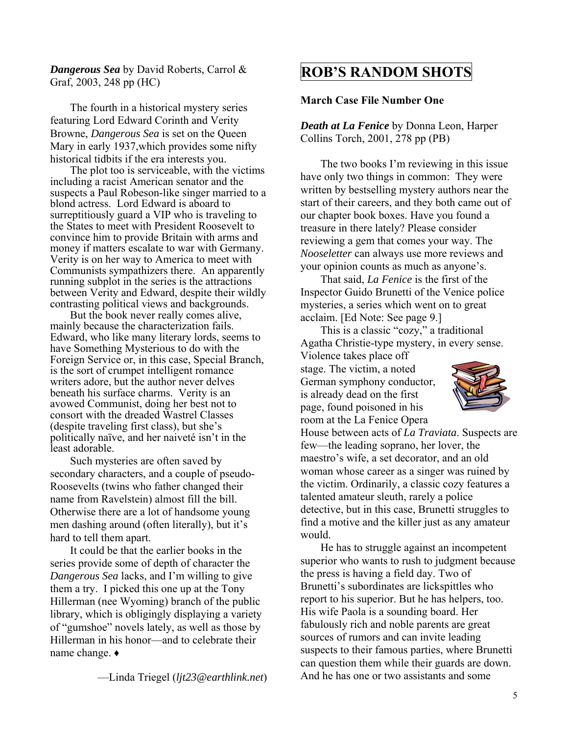***Dangerous Sea*** by David Roberts, Carrol & Graf, 2003, 248 pp (HC)

The fourth in a historical mystery series featuring Lord Edward Corinth and Verity Browne, *Dangerous Sea* is set on the Queen Mary in early 1937,which provides some nifty historical tidbits if the era interests you.

The plot too is serviceable, with the victims including a racist American senator and the suspects a Paul Robeson-like singer married to a blond actress. Lord Edward is aboard to surreptitiously guard a VIP who is traveling to the States to meet with President Roosevelt to convince him to provide Britain with arms and money if matters escalate to war with Germany. Verity is on her way to America to meet with Communists sympathizers there. An apparently running subplot in the series is the attractions between Verity and Edward, despite their wildly contrasting political views and backgrounds.

But the book never really comes alive, mainly because the characterization fails. Edward, who like many literary lords, seems to have Something Mysterious to do with the Foreign Service or, in this case, Special Branch, is the sort of crumpet intelligent romance writers adore, but the author never delves beneath his surface charms. Verity is an avowed Communist, doing her best not to consort with the dreaded Wastrel Classes (despite traveling first class), but she's politically naïve, and her naiveté isn't in the least adorable.

Such mysteries are often saved by secondary characters, and a couple of pseudo-Roosevelts (twins who father changed their name from Ravelstein) almost fill the bill. Otherwise there are a lot of handsome young men dashing around (often literally), but it's hard to tell them apart.

It could be that the earlier books in the series provide some of depth of character the *Dangerous Sea* lacks, and I'm willing to give them a try. I picked this one up at the Tony Hillerman (nee Wyoming) branch of the public library, which is obligingly displaying a variety of "gumshoe" novels lately, as well as those by Hillerman in his honor—and to celebrate their name change. ♦

—Linda Triegel (*ljt23@earthlink.net*)

# ROB'S RANDOM SHOTS

**March Case File Number One**

***Death at La Fenice*** by Donna Leon, Harper Collins Torch, 2001, 278 pp (PB)

The two books I'm reviewing in this issue have only two things in common: They were written by bestselling mystery authors near the start of their careers, and they both came out of our chapter book boxes. Have you found a treasure in there lately? Please consider reviewing a gem that comes your way. The *Nooseletter* can always use more reviews and your opinion counts as much as anyone's.

That said, *La Fenice* is the first of the Inspector Guido Brunetti of the Venice police mysteries, a series which went on to great acclaim. [Ed Note: See page 9.]

This is a classic "cozy," a traditional Agatha Christie-type mystery, in every sense. Violence takes place off stage. The victim, a noted German symphony conductor, is already dead on the first page, found poisoned in his room at the La Fenice Opera House between acts of *La Traviata*. Suspects are few—the leading soprano, her lover, the maestro's wife, a set decorator, and an old woman whose career as a singer was ruined by the victim. Ordinarily, a classic cozy features a talented amateur sleuth, rarely a police detective, but in this case, Brunetti struggles to find a motive and the killer just as any amateur would.

He has to struggle against an incompetent superior who wants to rush to judgment because the press is having a field day. Two of Brunetti's subordinates are lickspittles who report to his superior. But he has helpers, too. His wife Paola is a sounding board. Her fabulously rich and noble parents are great sources of rumors and can invite leading suspects to their famous parties, where Brunetti can question them while their guards are down. And he has one or two assistants and some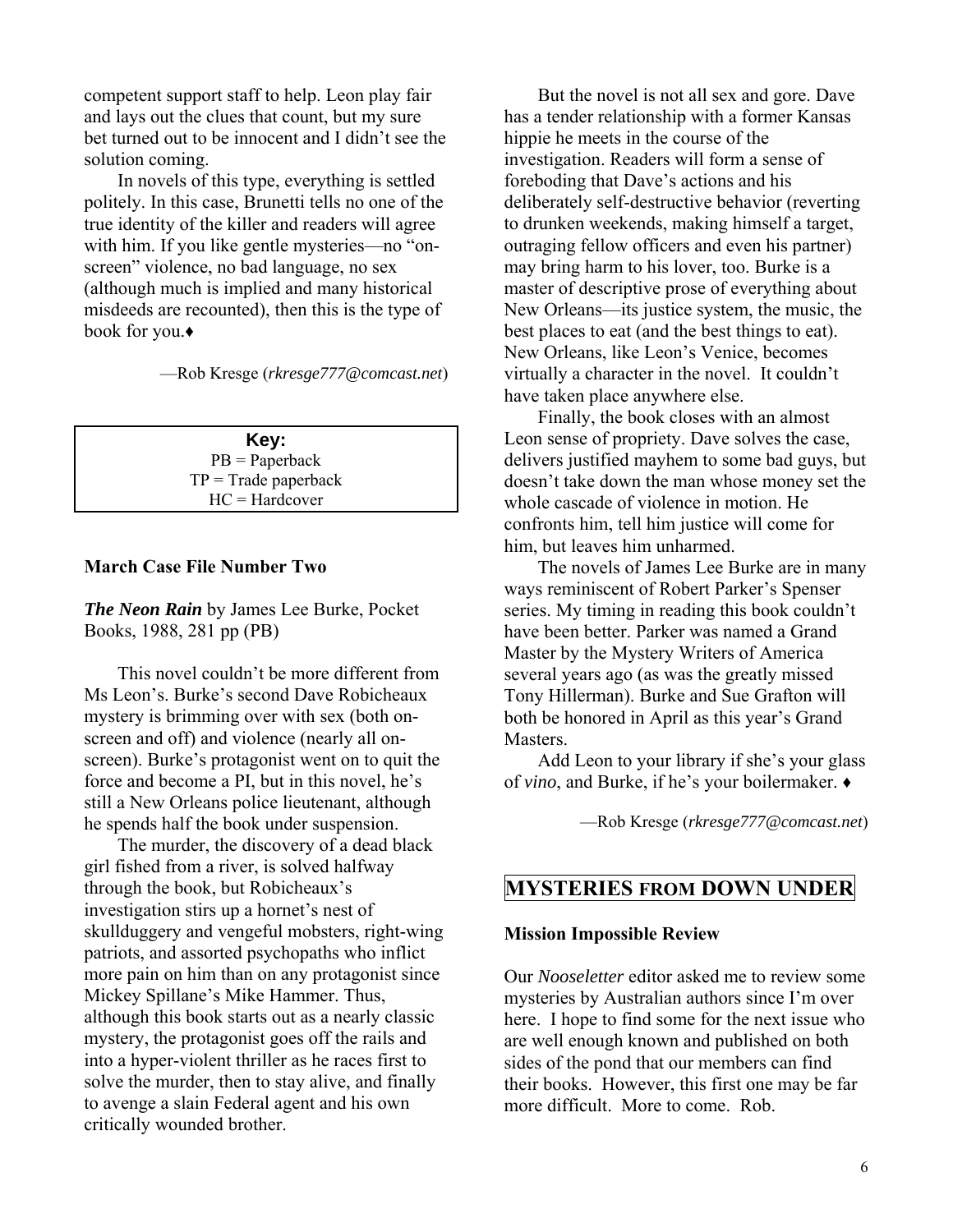competent support staff to help. Leon play fair and lays out the clues that count, but my sure bet turned out to be innocent and I didn't see the solution coming.

In novels of this type, everything is settled politely. In this case, Brunetti tells no one of the true identity of the killer and readers will agree with him. If you like gentle mysteries—no "on-screen" violence, no bad language, no sex (although much is implied and many historical misdeeds are recounted), then this is the type of book for you.♦

—Rob Kresge (*rkresge777@comcast.net*)

**Key:**
PB = Paperback
TP = Trade paperback
HC = Hardcover

**March Case File Number Two**

***The Neon Rain*** by James Lee Burke, Pocket Books, 1988, 281 pp (PB)

This novel couldn't be more different from Ms Leon's. Burke's second Dave Robicheaux mystery is brimming over with sex (both on-screen and off) and violence (nearly all on-screen). Burke's protagonist went on to quit the force and become a PI, but in this novel, he's still a New Orleans police lieutenant, although he spends half the book under suspension.

The murder, the discovery of a dead black girl fished from a river, is solved halfway through the book, but Robicheaux's investigation stirs up a hornet's nest of skullduggery and vengeful mobsters, right-wing patriots, and assorted psychopaths who inflict more pain on him than on any protagonist since Mickey Spillane's Mike Hammer. Thus, although this book starts out as a nearly classic mystery, the protagonist goes off the rails and into a hyper-violent thriller as he races first to solve the murder, then to stay alive, and finally to avenge a slain Federal agent and his own critically wounded brother.

But the novel is not all sex and gore. Dave has a tender relationship with a former Kansas hippie he meets in the course of the investigation. Readers will form a sense of foreboding that Dave's actions and his deliberately self-destructive behavior (reverting to drunken weekends, making himself a target, outraging fellow officers and even his partner) may bring harm to his lover, too. Burke is a master of descriptive prose of everything about New Orleans—its justice system, the music, the best places to eat (and the best things to eat). New Orleans, like Leon's Venice, becomes virtually a character in the novel. It couldn't have taken place anywhere else.

Finally, the book closes with an almost Leon sense of propriety. Dave solves the case, delivers justified mayhem to some bad guys, but doesn't take down the man whose money set the whole cascade of violence in motion. He confronts him, tell him justice will come for him, but leaves him unharmed.

The novels of James Lee Burke are in many ways reminiscent of Robert Parker's Spenser series. My timing in reading this book couldn't have been better. Parker was named a Grand Master by the Mystery Writers of America several years ago (as was the greatly missed Tony Hillerman). Burke and Sue Grafton will both be honored in April as this year's Grand Masters.

Add Leon to your library if she's your glass of *vino*, and Burke, if he's your boilermaker. ♦

—Rob Kresge (*rkresge777@comcast.net*)

## MYSTERIES FROM DOWN UNDER

**Mission Impossible Review**

Our *Nooseletter* editor asked me to review some mysteries by Australian authors since I'm over here. I hope to find some for the next issue who are well enough known and published on both sides of the pond that our members can find their books. However, this first one may be far more difficult. More to come. Rob.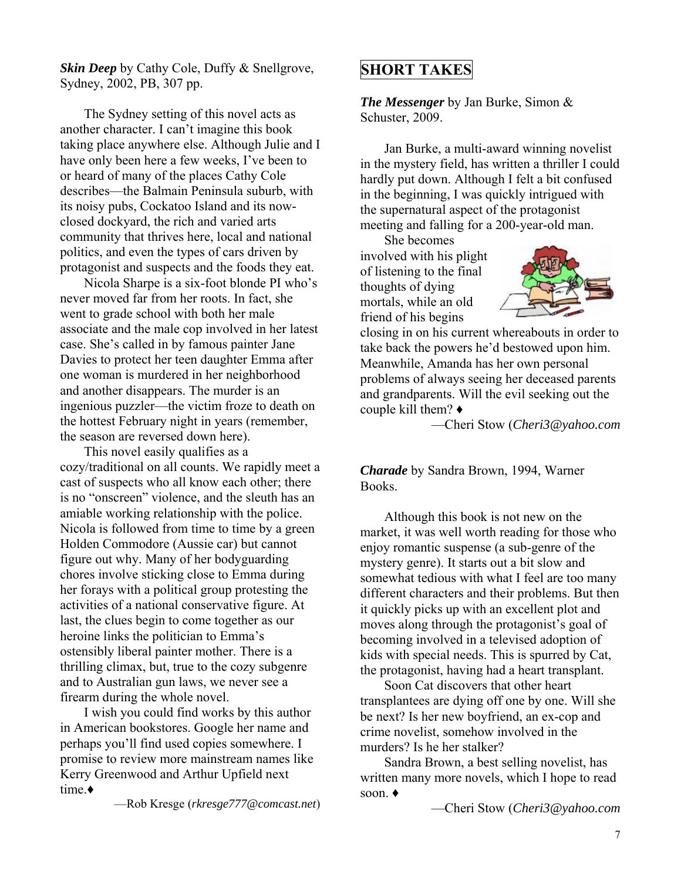***Skin Deep*** by Cathy Cole, Duffy & Snellgrove, Sydney, 2002, PB, 307 pp.

The Sydney setting of this novel acts as another character. I can't imagine this book taking place anywhere else. Although Julie and I have only been here a few weeks, I've been to or heard of many of the places Cathy Cole describes—the Balmain Peninsula suburb, with its noisy pubs, Cockatoo Island and its now-closed dockyard, the rich and varied arts community that thrives here, local and national politics, and even the types of cars driven by protagonist and suspects and the foods they eat.

Nicola Sharpe is a six-foot blonde PI who's never moved far from her roots. In fact, she went to grade school with both her male associate and the male cop involved in her latest case. She's called in by famous painter Jane Davies to protect her teen daughter Emma after one woman is murdered in her neighborhood and another disappears. The murder is an ingenious puzzler—the victim froze to death on the hottest February night in years (remember, the season are reversed down here).

This novel easily qualifies as a cozy/traditional on all counts. We rapidly meet a cast of suspects who all know each other; there is no "onscreen" violence, and the sleuth has an amiable working relationship with the police. Nicola is followed from time to time by a green Holden Commodore (Aussie car) but cannot figure out why. Many of her bodyguarding chores involve sticking close to Emma during her forays with a political group protesting the activities of a national conservative figure. At last, the clues begin to come together as our heroine links the politician to Emma's ostensibly liberal painter mother. There is a thrilling climax, but, true to the cozy subgenre and to Australian gun laws, we never see a firearm during the whole novel.

I wish you could find works by this author in American bookstores. Google her name and perhaps you'll find used copies somewhere. I promise to review more mainstream names like Kerry Greenwood and Arthur Upfield next time.♦

—Rob Kresge (*rkresge777@comcast.net*)

## SHORT TAKES

***The Messenger*** by Jan Burke, Simon & Schuster, 2009.

Jan Burke, a multi-award winning novelist in the mystery field, has written a thriller I could hardly put down. Although I felt a bit confused in the beginning, I was quickly intrigued with the supernatural aspect of the protagonist meeting and falling for a 200-year-old man.

She becomes involved with his plight of listening to the final thoughts of dying mortals, while an old friend of his begins closing in on his current whereabouts in order to take back the powers he'd bestowed upon him. Meanwhile, Amanda has her own personal problems of always seeing her deceased parents and grandparents. Will the evil seeking out the couple kill them? ♦

—Cheri Stow (*Cheri3@yahoo.com*

***Charade*** by Sandra Brown, 1994, Warner Books.

Although this book is not new on the market, it was well worth reading for those who enjoy romantic suspense (a sub-genre of the mystery genre). It starts out a bit slow and somewhat tedious with what I feel are too many different characters and their problems. But then it quickly picks up with an excellent plot and moves along through the protagonist's goal of becoming involved in a televised adoption of kids with special needs. This is spurred by Cat, the protagonist, having had a heart transplant.

Soon Cat discovers that other heart transplantees are dying off one by one. Will she be next? Is her new boyfriend, an ex-cop and crime novelist, somehow involved in the murders? Is he her stalker?

Sandra Brown, a best selling novelist, has written many more novels, which I hope to read soon. ♦

—Cheri Stow (*Cheri3@yahoo.com*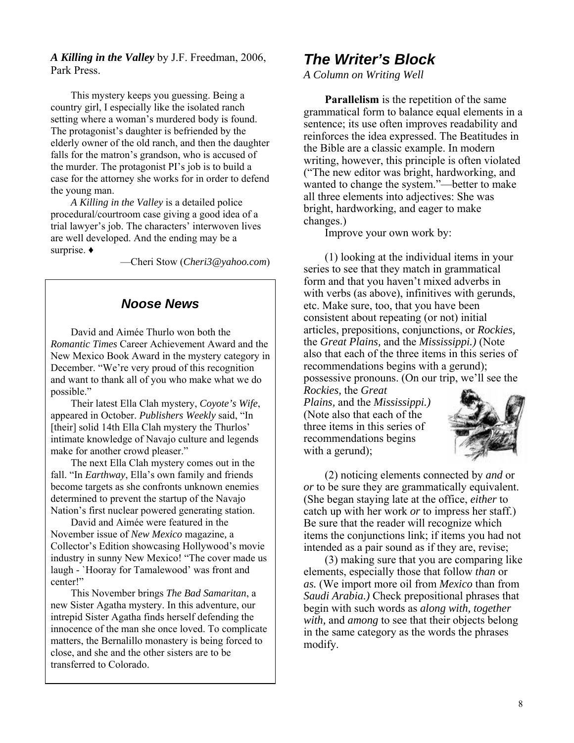***A Killing in the Valley*** by J.F. Freedman, 2006, Park Press.

This mystery keeps you guessing. Being a country girl, I especially like the isolated ranch setting where a woman's murdered body is found. The protagonist's daughter is befriended by the elderly owner of the old ranch, and then the daughter falls for the matron's grandson, who is accused of the murder. The protagonist PI's job is to build a case for the attorney she works for in order to defend the young man.

*A Killing in the Valley* is a detailed police procedural/courtroom case giving a good idea of a trial lawyer's job. The characters' interwoven lives are well developed. And the ending may be a surprise. ♦

—Cheri Stow (*Cheri3@yahoo.com*)

## *Noose News*

David and Aimée Thurlo won both the *Romantic Times* Career Achievement Award and the New Mexico Book Award in the mystery category in December. "We're very proud of this recognition and want to thank all of you who make what we do possible."

Their latest Ella Clah mystery, *Coyote's Wife*, appeared in October. *Publishers Weekly* said, "In [their] solid 14th Ella Clah mystery the Thurlos' intimate knowledge of Navajo culture and legends make for another crowd pleaser."

The next Ella Clah mystery comes out in the fall. "In *Earthway*, Ella's own family and friends become targets as she confronts unknown enemies determined to prevent the startup of the Navajo Nation's first nuclear powered generating station.

David and Aimée were featured in the November issue of *New Mexico* magazine*,* a Collector's Edition showcasing Hollywood's movie industry in sunny New Mexico! "The cover made us laugh - `Hooray for Tamalewood' was front and center!"

This November brings *The Bad Samaritan*, a new Sister Agatha mystery. In this adventure, our intrepid Sister Agatha finds herself defending the innocence of the man she once loved. To complicate matters, the Bernalillo monastery is being forced to close, and she and the other sisters are to be transferred to Colorado.

## *The Writer's Block*

*A Column on Writing Well*

**Parallelism** is the repetition of the same grammatical form to balance equal elements in a sentence; its use often improves readability and reinforces the idea expressed. The Beatitudes in the Bible are a classic example. In modern writing, however, this principle is often violated ("The new editor was bright, hardworking, and wanted to change the system."—better to make all three elements into adjectives: She was bright, hardworking, and eager to make changes.)

Improve your own work by:

(1) looking at the individual items in your series to see that they match in grammatical form and that you haven't mixed adverbs in with verbs (as above), infinitives with gerunds, etc. Make sure, too, that you have been consistent about repeating (or not) initial articles, prepositions, conjunctions, or *Rockies,* the *Great Plains,* and the *Mississippi.)* (Note also that each of the three items in this series of recommendations begins with a gerund); possessive pronouns. (On our trip, we'll see the *Rockies,* the *Great Plains,* and the *Mississippi.)* (Note also that each of the three items in this series of recommendations begins with a gerund);

(2) noticing elements connected by *and* or *or* to be sure they are grammatically equivalent. (She began staying late at the office, *either* to catch up with her work *or* to impress her staff.) Be sure that the reader will recognize which items the conjunctions link; if items you had not intended as a pair sound as if they are, revise;

(3) making sure that you are comparing like elements, especially those that follow *than* or *as.* (We import more oil from *Mexico* than from *Saudi Arabia.)* Check prepositional phrases that begin with such words as *along with, together with,* and *among* to see that their objects belong in the same category as the words the phrases modify.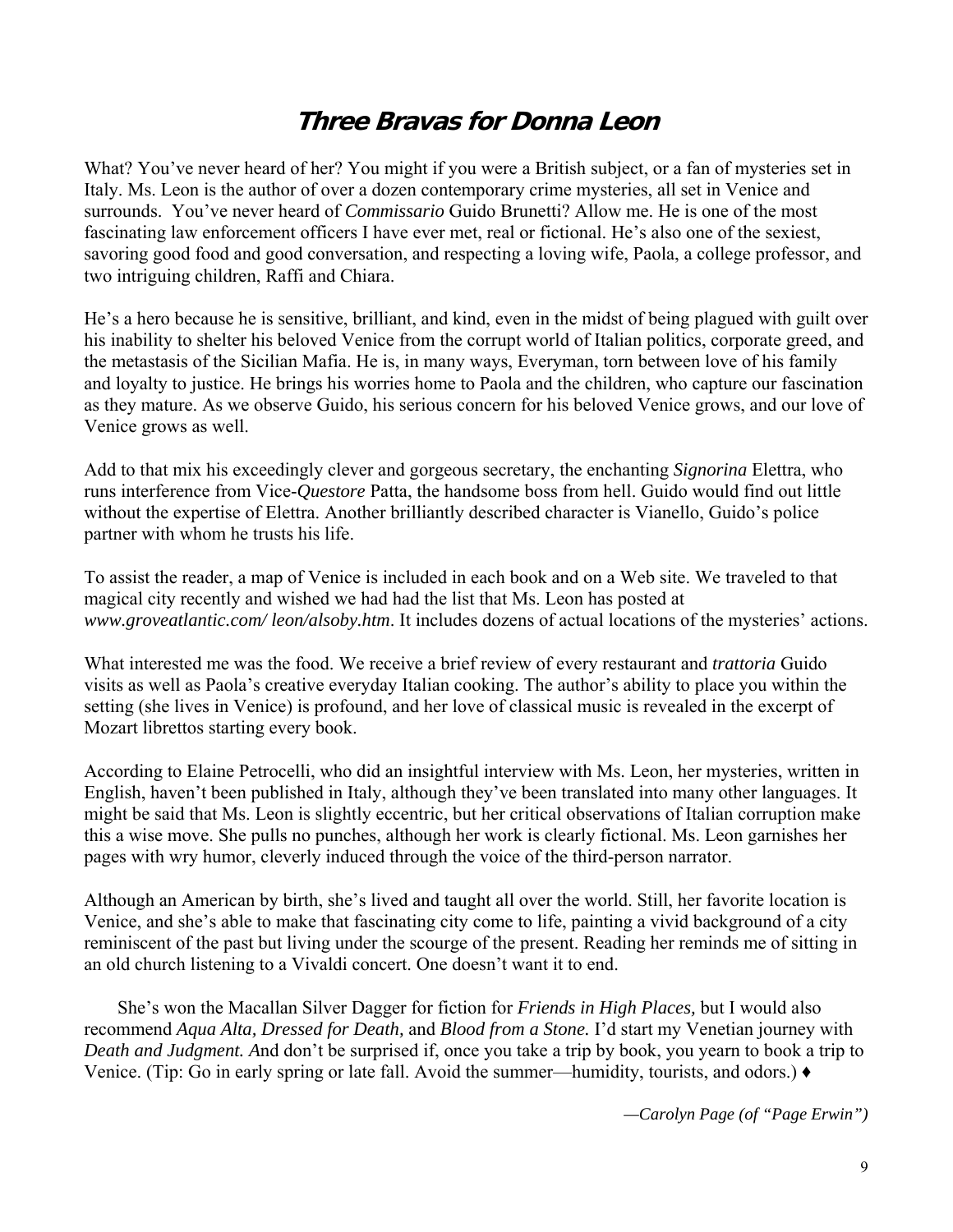# ***Three Bravas for Donna Leon***

What? You've never heard of her? You might if you were a British subject, or a fan of mysteries set in Italy. Ms. Leon is the author of over a dozen contemporary crime mysteries, all set in Venice and surrounds. You've never heard of *Commissario* Guido Brunetti? Allow me. He is one of the most fascinating law enforcement officers I have ever met, real or fictional. He's also one of the sexiest, savoring good food and good conversation, and respecting a loving wife, Paola, a college professor, and two intriguing children, Raffi and Chiara.

He's a hero because he is sensitive, brilliant, and kind, even in the midst of being plagued with guilt over his inability to shelter his beloved Venice from the corrupt world of Italian politics, corporate greed, and the metastasis of the Sicilian Mafia. He is, in many ways, Everyman, torn between love of his family and loyalty to justice. He brings his worries home to Paola and the children, who capture our fascination as they mature. As we observe Guido, his serious concern for his beloved Venice grows, and our love of Venice grows as well.

Add to that mix his exceedingly clever and gorgeous secretary, the enchanting *Signorina* Elettra, who runs interference from Vice-*Questore* Patta, the handsome boss from hell. Guido would find out little without the expertise of Elettra. Another brilliantly described character is Vianello, Guido's police partner with whom he trusts his life.

To assist the reader, a map of Venice is included in each book and on a Web site. We traveled to that magical city recently and wished we had had the list that Ms. Leon has posted at *www.groveatlantic.com/ leon/alsoby.htm*. It includes dozens of actual locations of the mysteries' actions.

What interested me was the food. We receive a brief review of every restaurant and *trattoria* Guido visits as well as Paola's creative everyday Italian cooking. The author's ability to place you within the setting (she lives in Venice) is profound, and her love of classical music is revealed in the excerpt of Mozart librettos starting every book.

According to Elaine Petrocelli, who did an insightful interview with Ms. Leon, her mysteries, written in English, haven't been published in Italy, although they've been translated into many other languages. It might be said that Ms. Leon is slightly eccentric, but her critical observations of Italian corruption make this a wise move. She pulls no punches, although her work is clearly fictional. Ms. Leon garnishes her pages with wry humor, cleverly induced through the voice of the third-person narrator.

Although an American by birth, she's lived and taught all over the world. Still, her favorite location is Venice, and she's able to make that fascinating city come to life, painting a vivid background of a city reminiscent of the past but living under the scourge of the present. Reading her reminds me of sitting in an old church listening to a Vivaldi concert. One doesn't want it to end.

She's won the Macallan Silver Dagger for fiction for *Friends in High Places,* but I would also recommend *Aqua Alta, Dressed for Death,* and *Blood from a Stone.* I'd start my Venetian journey with *Death and Judgment. A*nd don't be surprised if, once you take a trip by book, you yearn to book a trip to Venice. (Tip: Go in early spring or late fall. Avoid the summer—humidity, tourists, and odors.) ♦

*—Carolyn Page (of "Page Erwin")*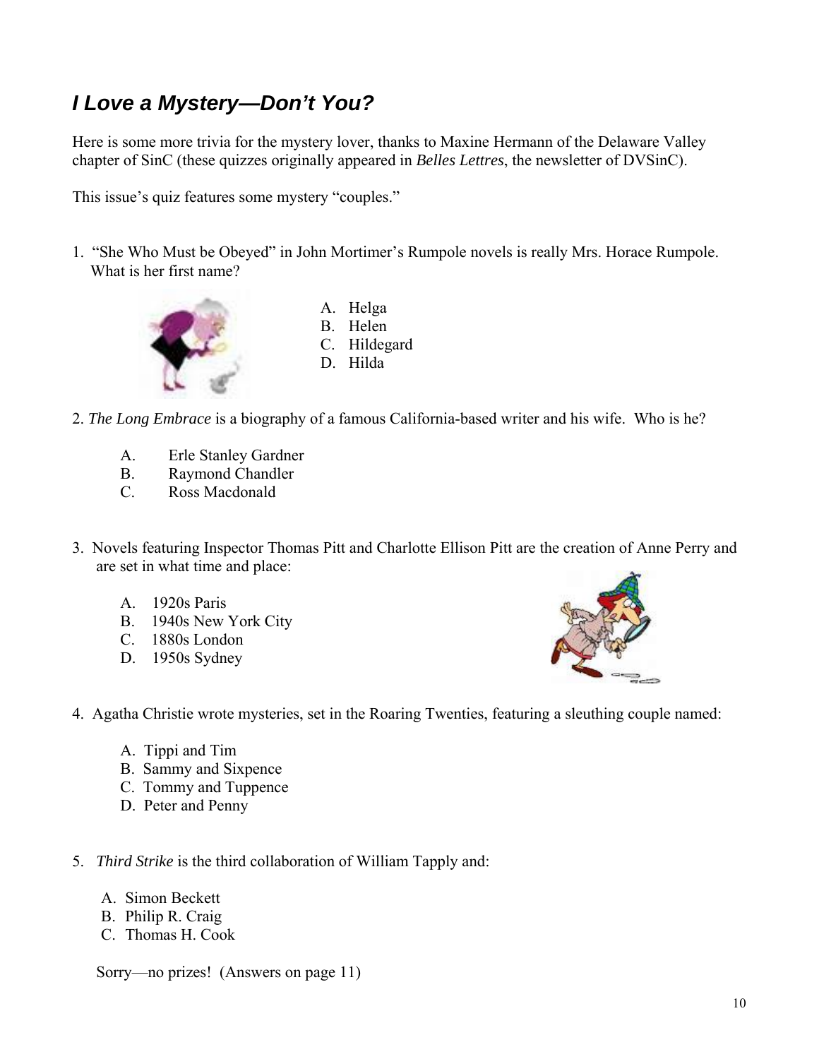## *I Love a Mystery—Don't You?*

Here is some more trivia for the mystery lover, thanks to Maxine Hermann of the Delaware Valley chapter of SinC (these quizzes originally appeared in *Belles Lettres*, the newsletter of DVSinC).

This issue's quiz features some mystery "couples."

1. "She Who Must be Obeyed" in John Mortimer's Rumpole novels is really Mrs. Horace Rumpole. What is her first name?

   A. Helga
   B. Helen
   C. Hildegard
   D. Hilda

2. *The Long Embrace* is a biography of a famous California-based writer and his wife. Who is he?

   A. Erle Stanley Gardner
   B. Raymond Chandler
   C. Ross Macdonald

3. Novels featuring Inspector Thomas Pitt and Charlotte Ellison Pitt are the creation of Anne Perry and are set in what time and place:

   A. 1920s Paris
   B. 1940s New York City
   C. 1880s London
   D. 1950s Sydney

4. Agatha Christie wrote mysteries, set in the Roaring Twenties, featuring a sleuthing couple named:

   A. Tippi and Tim
   B. Sammy and Sixpence
   C. Tommy and Tuppence
   D. Peter and Penny

5. *Third Strike* is the third collaboration of William Tapply and:

   A. Simon Beckett
   B. Philip R. Craig
   C. Thomas H. Cook

Sorry—no prizes! (Answers on page 11)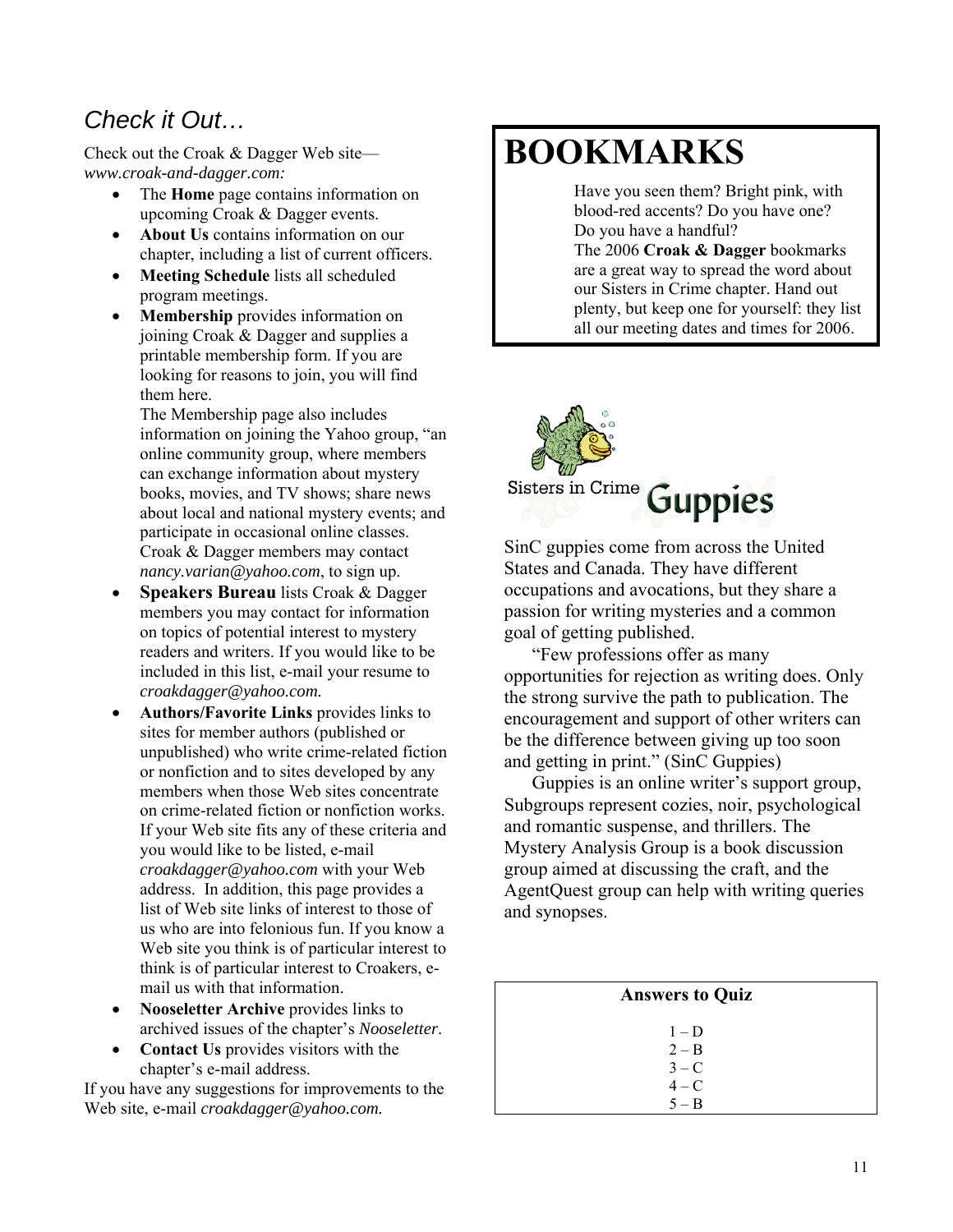## *Check it Out…*

Check out the Croak & Dagger Web site—*www.croak-and-dagger.com:*

- The **Home** page contains information on upcoming Croak & Dagger events.
- **About Us** contains information on our chapter, including a list of current officers.
- **Meeting Schedule** lists all scheduled program meetings.
- **Membership** provides information on joining Croak & Dagger and supplies a printable membership form. If you are looking for reasons to join, you will find them here.

  The Membership page also includes information on joining the Yahoo group, "an online community group, where members can exchange information about mystery books, movies, and TV shows; share news about local and national mystery events; and participate in occasional online classes. Croak & Dagger members may contact *nancy.varian@yahoo.com*, to sign up.
- **Speakers Bureau** lists Croak & Dagger members you may contact for information on topics of potential interest to mystery readers and writers. If you would like to be included in this list, e-mail your resume to *croakdagger@yahoo.com.*
- **Authors/Favorite Links** provides links to sites for member authors (published or unpublished) who write crime-related fiction or nonfiction and to sites developed by any members when those Web sites concentrate on crime-related fiction or nonfiction works. If your Web site fits any of these criteria and you would like to be listed, e-mail *croakdagger@yahoo.com* with your Web address. In addition, this page provides a list of Web site links of interest to those of us who are into felonious fun. If you know a Web site you think is of particular interest to think is of particular interest to Croakers, e-mail us with that information.
- **Nooseletter Archive** provides links to archived issues of the chapter's *Nooseletter*.
- **Contact Us** provides visitors with the chapter's e-mail address.

If you have any suggestions for improvements to the Web site, e-mail *croakdagger@yahoo.com.*

# BOOKMARKS

Have you seen them? Bright pink, with blood-red accents? Do you have one? Do you have a handful?

The 2006 **Croak & Dagger** bookmarks are a great way to spread the word about our Sisters in Crime chapter. Hand out plenty, but keep one for yourself: they list all our meeting dates and times for 2006.

## Sisters in Crime Guppies

SinC guppies come from across the United States and Canada. They have different occupations and avocations, but they share a passion for writing mysteries and a common goal of getting published.

"Few professions offer as many opportunities for rejection as writing does. Only the strong survive the path to publication. The encouragement and support of other writers can be the difference between giving up too soon and getting in print." (SinC Guppies)

Guppies is an online writer's support group, Subgroups represent cozies, noir, psychological and romantic suspense, and thrillers. The Mystery Analysis Group is a book discussion group aimed at discussing the craft, and the AgentQuest group can help with writing queries and synopses.

**Answers to Quiz**

1 – D
2 – B
3 – C
4 – C
5 – B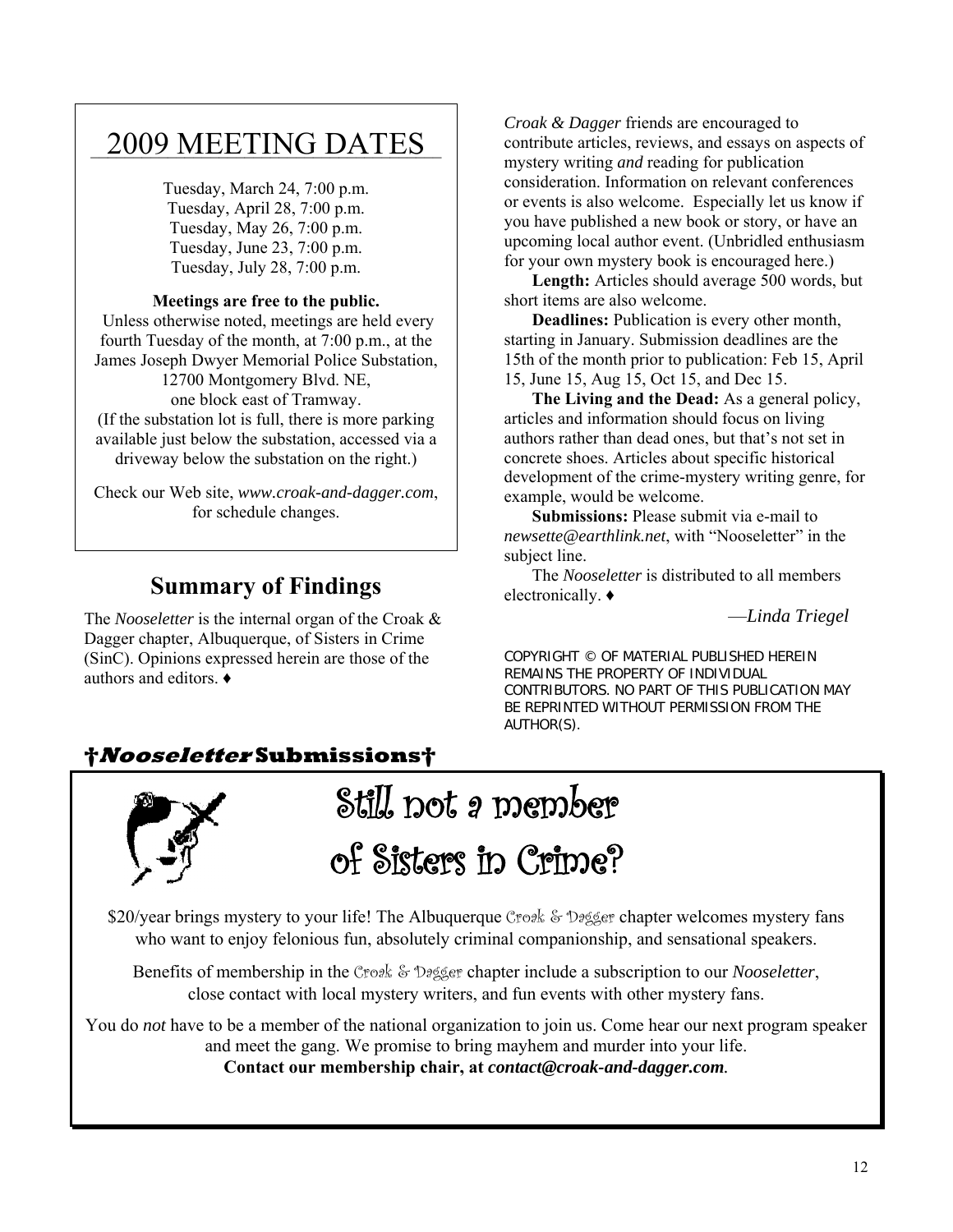## 2009 MEETING DATES

Tuesday, March 24, 7:00 p.m.
Tuesday, April 28, 7:00 p.m.
Tuesday, May 26, 7:00 p.m.
Tuesday, June 23, 7:00 p.m.
Tuesday, July 28, 7:00 p.m.

**Meetings are free to the public.**

Unless otherwise noted, meetings are held every fourth Tuesday of the month, at 7:00 p.m., at the James Joseph Dwyer Memorial Police Substation, 12700 Montgomery Blvd. NE, one block east of Tramway. (If the substation lot is full, there is more parking available just below the substation, accessed via a driveway below the substation on the right.)

Check our Web site, *www.croak-and-dagger.com*, for schedule changes.

## Summary of Findings

The *Nooseletter* is the internal organ of the Croak & Dagger chapter, Albuquerque, of Sisters in Crime (SinC). Opinions expressed herein are those of the authors and editors. ♦

## †*Nooseletter* Submissions†

*Croak & Dagger* friends are encouraged to contribute articles, reviews, and essays on aspects of mystery writing *and* reading for publication consideration. Information on relevant conferences or events is also welcome. Especially let us know if you have published a new book or story, or have an upcoming local author event. (Unbridled enthusiasm for your own mystery book is encouraged here.)

**Length:** Articles should average 500 words, but short items are also welcome.

**Deadlines:** Publication is every other month, starting in January. Submission deadlines are the 15th of the month prior to publication: Feb 15, April 15, June 15, Aug 15, Oct 15, and Dec 15.

**The Living and the Dead:** As a general policy, articles and information should focus on living authors rather than dead ones, but that's not set in concrete shoes. Articles about specific historical development of the crime-mystery writing genre, for example, would be welcome.

**Submissions:** Please submit via e-mail to *newsette@earthlink.net*, with "Nooseletter" in the subject line.

The *Nooseletter* is distributed to all members electronically. ♦

—*Linda Triegel*

COPYRIGHT © OF MATERIAL PUBLISHED HEREIN REMAINS THE PROPERTY OF INDIVIDUAL CONTRIBUTORS. NO PART OF THIS PUBLICATION MAY BE REPRINTED WITHOUT PERMISSION FROM THE AUTHOR(S).

## Still not a member of Sisters in Crime?

$20/year brings mystery to your life! The Albuquerque Croak & Dagger chapter welcomes mystery fans who want to enjoy felonious fun, absolutely criminal companionship, and sensational speakers.

Benefits of membership in the Croak & Dagger chapter include a subscription to our *Nooseletter*, close contact with local mystery writers, and fun events with other mystery fans.

You do *not* have to be a member of the national organization to join us. Come hear our next program speaker and meet the gang. We promise to bring mayhem and murder into your life.

**Contact our membership chair, at *contact@croak-and-dagger.com*.**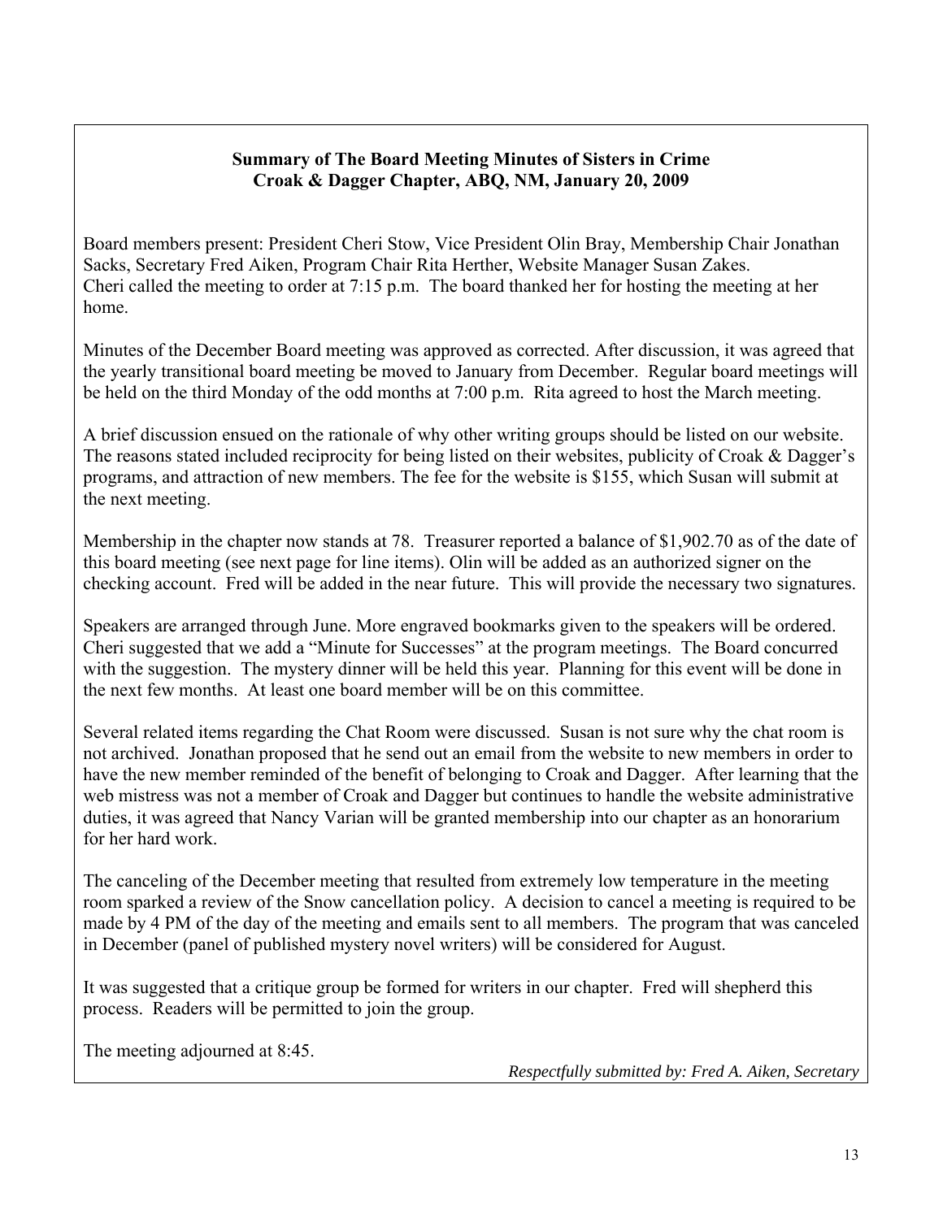**Summary of The Board Meeting Minutes of Sisters in Crime**
**Croak & Dagger Chapter, ABQ, NM, January 20, 2009**

Board members present: President Cheri Stow, Vice President Olin Bray, Membership Chair Jonathan Sacks, Secretary Fred Aiken, Program Chair Rita Herther, Website Manager Susan Zakes. Cheri called the meeting to order at 7:15 p.m. The board thanked her for hosting the meeting at her home.

Minutes of the December Board meeting was approved as corrected. After discussion, it was agreed that the yearly transitional board meeting be moved to January from December. Regular board meetings will be held on the third Monday of the odd months at 7:00 p.m. Rita agreed to host the March meeting.

A brief discussion ensued on the rationale of why other writing groups should be listed on our website. The reasons stated included reciprocity for being listed on their websites, publicity of Croak & Dagger's programs, and attraction of new members. The fee for the website is $155, which Susan will submit at the next meeting.

Membership in the chapter now stands at 78. Treasurer reported a balance of $1,902.70 as of the date of this board meeting (see next page for line items). Olin will be added as an authorized signer on the checking account. Fred will be added in the near future. This will provide the necessary two signatures.

Speakers are arranged through June. More engraved bookmarks given to the speakers will be ordered. Cheri suggested that we add a "Minute for Successes" at the program meetings. The Board concurred with the suggestion. The mystery dinner will be held this year. Planning for this event will be done in the next few months. At least one board member will be on this committee.

Several related items regarding the Chat Room were discussed. Susan is not sure why the chat room is not archived. Jonathan proposed that he send out an email from the website to new members in order to have the new member reminded of the benefit of belonging to Croak and Dagger. After learning that the web mistress was not a member of Croak and Dagger but continues to handle the website administrative duties, it was agreed that Nancy Varian will be granted membership into our chapter as an honorarium for her hard work.

The canceling of the December meeting that resulted from extremely low temperature in the meeting room sparked a review of the Snow cancellation policy. A decision to cancel a meeting is required to be made by 4 PM of the day of the meeting and emails sent to all members. The program that was canceled in December (panel of published mystery novel writers) will be considered for August.

It was suggested that a critique group be formed for writers in our chapter. Fred will shepherd this process. Readers will be permitted to join the group.

The meeting adjourned at 8:45.

*Respectfully submitted by: Fred A. Aiken, Secretary*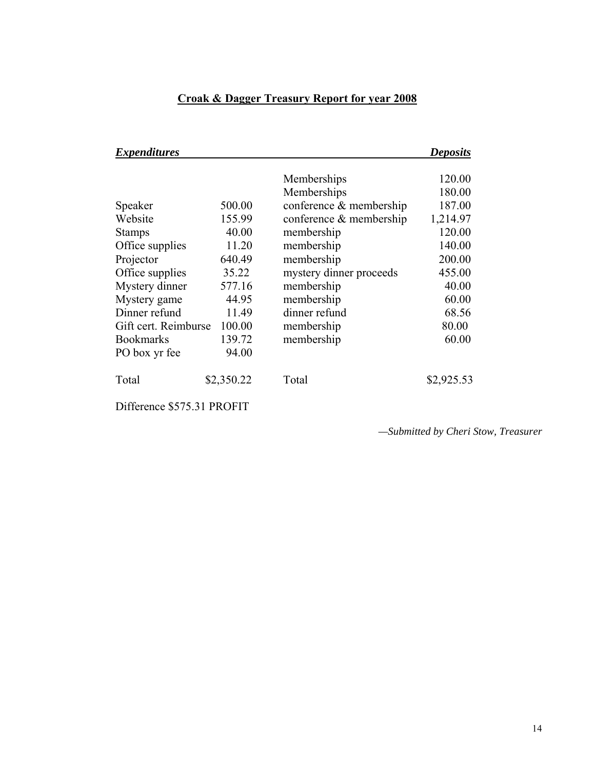## Croak & Dagger Treasury Report for year 2008

| *Expenditures* | | | *Deposits* |
|---|---|---|---|
| | | Memberships | 120.00 |
| | | Memberships | 180.00 |
| Speaker | 500.00 | conference & membership | 187.00 |
| Website | 155.99 | conference & membership | 1,214.97 |
| Stamps | 40.00 | membership | 120.00 |
| Office supplies | 11.20 | membership | 140.00 |
| Projector | 640.49 | membership | 200.00 |
| Office supplies | 35.22 | mystery dinner proceeds | 455.00 |
| Mystery dinner | 577.16 | membership | 40.00 |
| Mystery game | 44.95 | membership | 60.00 |
| Dinner refund | 11.49 | dinner refund | 68.56 |
| Gift cert. Reimburse | 100.00 | membership | 80.00 |
| Bookmarks | 139.72 | membership | 60.00 |
| PO box yr fee | 94.00 | | |
| Total | $2,350.22 | Total | $2,925.53 |

Difference $575.31 PROFIT

*—Submitted by Cheri Stow, Treasurer*